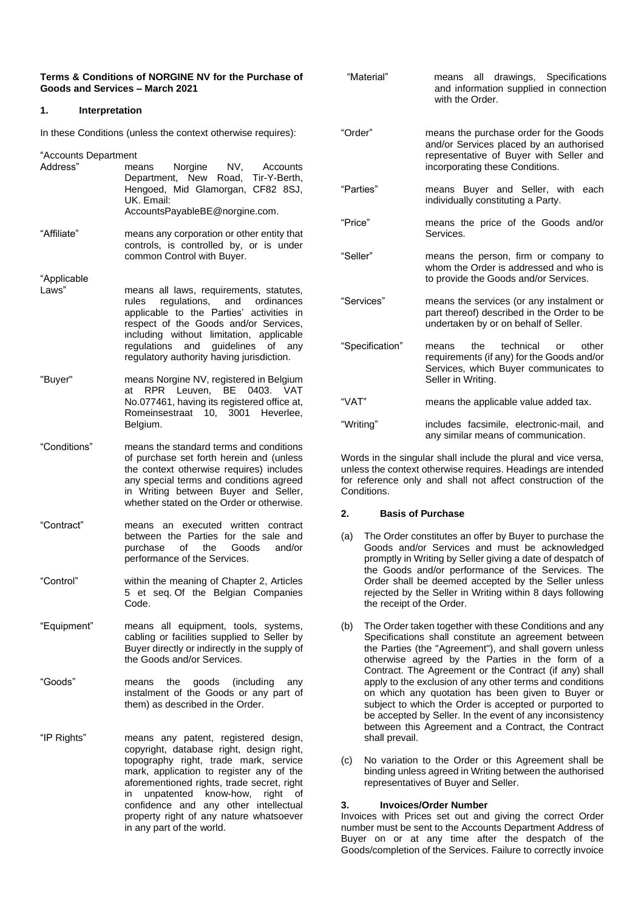**Terms & Conditions of NORGINE NV for the Purchase of Goods and Services – March 2021**

## 1. Interpretation

In these Conditions (unless the context otherwise requires):

| Term | Definition |
|---|---|
| "Accounts Department Address" | means Norgine NV, Accounts Department, New Road, Tir-Y-Berth, Hengoed, Mid Glamorgan, CF82 8SJ, UK. Email: AccountsPayableBE@norgine.com. |
| "Affiliate" | means any corporation or other entity that controls, is controlled by, or is under common Control with Buyer. |
| "Applicable Laws" | means all laws, requirements, statutes, rules regulations, and ordinances applicable to the Parties' activities in respect of the Goods and/or Services, including without limitation, applicable regulations and guidelines of any regulatory authority having jurisdiction. |
| "Buyer" | means Norgine NV, registered in Belgium at RPR Leuven, BE 0403. VAT No.077461, having its registered office at, Romeinsestraat 10, 3001 Heverlee, Belgium. |
| "Conditions" | means the standard terms and conditions of purchase set forth herein and (unless the context otherwise requires) includes any special terms and conditions agreed in Writing between Buyer and Seller, whether stated on the Order or otherwise. |
| "Contract" | means an executed written contract between the Parties for the sale and purchase of the Goods and/or performance of the Services. |
| "Control" | within the meaning of Chapter 2, Articles 5 et seq. Of the Belgian Companies Code. |
| "Equipment" | means all equipment, tools, systems, cabling or facilities supplied to Seller by Buyer directly or indirectly in the supply of the Goods and/or Services. |
| "Goods" | means the goods (including any instalment of the Goods or any part of them) as described in the Order. |
| "IP Rights" | means any patent, registered design, copyright, database right, design right, topography right, trade mark, service mark, application to register any of the aforementioned rights, trade secret, right in unpatented know-how, right of confidence and any other intellectual property right of any nature whatsoever in any part of the world. |
| "Material" | means all drawings, Specifications and information supplied in connection with the Order. |
| "Order" | means the purchase order for the Goods and/or Services placed by an authorised representative of Buyer with Seller and incorporating these Conditions. |
| "Parties" | means Buyer and Seller, with each individually constituting a Party. |
| "Price" | means the price of the Goods and/or Services. |
| "Seller" | means the person, firm or company to whom the Order is addressed and who is to provide the Goods and/or Services. |
| "Services" | means the services (or any instalment or part thereof) described in the Order to be undertaken by or on behalf of Seller. |
| "Specification" | means the technical or other requirements (if any) for the Goods and/or Services, which Buyer communicates to Seller in Writing. |
| "VAT" | means the applicable value added tax. |
| "Writing" | includes facsimile, electronic-mail, and any similar means of communication. |

Words in the singular shall include the plural and vice versa, unless the context otherwise requires. Headings are intended for reference only and shall not affect construction of the Conditions.

## 2. Basis of Purchase

(a) The Order constitutes an offer by Buyer to purchase the Goods and/or Services and must be acknowledged promptly in Writing by Seller giving a date of despatch of the Goods and/or performance of the Services. The Order shall be deemed accepted by the Seller unless rejected by the Seller in Writing within 8 days following the receipt of the Order.

(b) The Order taken together with these Conditions and any Specifications shall constitute an agreement between the Parties (the "Agreement"), and shall govern unless otherwise agreed by the Parties in the form of a Contract. The Agreement or the Contract (if any) shall apply to the exclusion of any other terms and conditions on which any quotation has been given to Buyer or subject to which the Order is accepted or purported to be accepted by Seller. In the event of any inconsistency between this Agreement and a Contract, the Contract shall prevail.

(c) No variation to the Order or this Agreement shall be binding unless agreed in Writing between the authorised representatives of Buyer and Seller.

## 3. Invoices/Order Number

Invoices with Prices set out and giving the correct Order number must be sent to the Accounts Department Address of Buyer on or at any time after the despatch of the Goods/completion of the Services. Failure to correctly invoice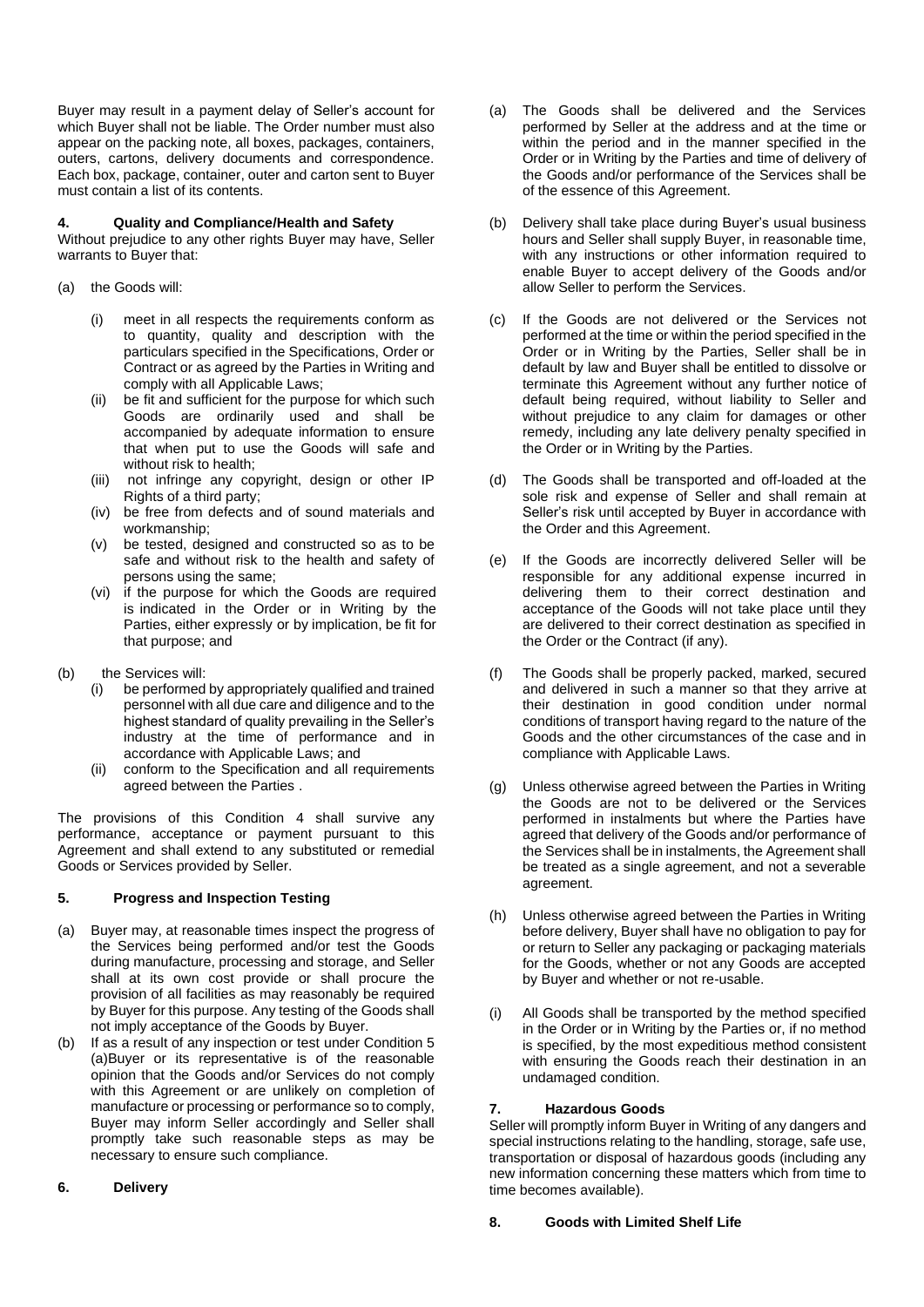Buyer may result in a payment delay of Seller's account for which Buyer shall not be liable. The Order number must also appear on the packing note, all boxes, packages, containers, outers, cartons, delivery documents and correspondence. Each box, package, container, outer and carton sent to Buyer must contain a list of its contents.

## 4. Quality and Compliance/Health and Safety

Without prejudice to any other rights Buyer may have, Seller warrants to Buyer that:

(a) the Goods will:

- (i) meet in all respects the requirements conform as to quantity, quality and description with the particulars specified in the Specifications, Order or Contract or as agreed by the Parties in Writing and comply with all Applicable Laws;
- (ii) be fit and sufficient for the purpose for which such Goods are ordinarily used and shall be accompanied by adequate information to ensure that when put to use the Goods will safe and without risk to health;
- (iii) not infringe any copyright, design or other IP Rights of a third party;
- (iv) be free from defects and of sound materials and workmanship;
- (v) be tested, designed and constructed so as to be safe and without risk to the health and safety of persons using the same;
- (vi) if the purpose for which the Goods are required is indicated in the Order or in Writing by the Parties, either expressly or by implication, be fit for that purpose; and

(b) the Services will:

- (i) be performed by appropriately qualified and trained personnel with all due care and diligence and to the highest standard of quality prevailing in the Seller's industry at the time of performance and in accordance with Applicable Laws; and
- (ii) conform to the Specification and all requirements agreed between the Parties .

The provisions of this Condition 4 shall survive any performance, acceptance or payment pursuant to this Agreement and shall extend to any substituted or remedial Goods or Services provided by Seller.

## 5. Progress and Inspection Testing

(a) Buyer may, at reasonable times inspect the progress of the Services being performed and/or test the Goods during manufacture, processing and storage, and Seller shall at its own cost provide or shall procure the provision of all facilities as may reasonably be required by Buyer for this purpose. Any testing of the Goods shall not imply acceptance of the Goods by Buyer.

(b) If as a result of any inspection or test under Condition 5 (a)Buyer or its representative is of the reasonable opinion that the Goods and/or Services do not comply with this Agreement or are unlikely on completion of manufacture or processing or performance so to comply, Buyer may inform Seller accordingly and Seller shall promptly take such reasonable steps as may be necessary to ensure such compliance.

## 6. Delivery

(a) The Goods shall be delivered and the Services performed by Seller at the address and at the time or within the period and in the manner specified in the Order or in Writing by the Parties and time of delivery of the Goods and/or performance of the Services shall be of the essence of this Agreement.

(b) Delivery shall take place during Buyer's usual business hours and Seller shall supply Buyer, in reasonable time, with any instructions or other information required to enable Buyer to accept delivery of the Goods and/or allow Seller to perform the Services.

(c) If the Goods are not delivered or the Services not performed at the time or within the period specified in the Order or in Writing by the Parties, Seller shall be in default by law and Buyer shall be entitled to dissolve or terminate this Agreement without any further notice of default being required, without liability to Seller and without prejudice to any claim for damages or other remedy, including any late delivery penalty specified in the Order or in Writing by the Parties.

(d) The Goods shall be transported and off-loaded at the sole risk and expense of Seller and shall remain at Seller's risk until accepted by Buyer in accordance with the Order and this Agreement.

(e) If the Goods are incorrectly delivered Seller will be responsible for any additional expense incurred in delivering them to their correct destination and acceptance of the Goods will not take place until they are delivered to their correct destination as specified in the Order or the Contract (if any).

(f) The Goods shall be properly packed, marked, secured and delivered in such a manner so that they arrive at their destination in good condition under normal conditions of transport having regard to the nature of the Goods and the other circumstances of the case and in compliance with Applicable Laws.

(g) Unless otherwise agreed between the Parties in Writing the Goods are not to be delivered or the Services performed in instalments but where the Parties have agreed that delivery of the Goods and/or performance of the Services shall be in instalments, the Agreement shall be treated as a single agreement, and not a severable agreement.

(h) Unless otherwise agreed between the Parties in Writing before delivery, Buyer shall have no obligation to pay for or return to Seller any packaging or packaging materials for the Goods, whether or not any Goods are accepted by Buyer and whether or not re-usable.

(i) All Goods shall be transported by the method specified in the Order or in Writing by the Parties or, if no method is specified, by the most expeditious method consistent with ensuring the Goods reach their destination in an undamaged condition.

## 7. Hazardous Goods

Seller will promptly inform Buyer in Writing of any dangers and special instructions relating to the handling, storage, safe use, transportation or disposal of hazardous goods (including any new information concerning these matters which from time to time becomes available).

## 8. Goods with Limited Shelf Life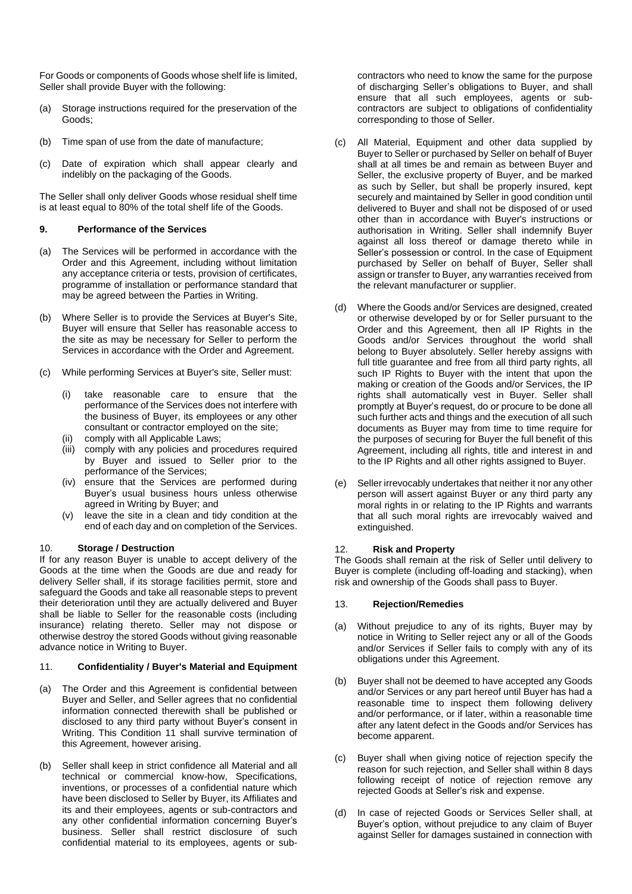For Goods or components of Goods whose shelf life is limited, Seller shall provide Buyer with the following:

(a) Storage instructions required for the preservation of the Goods;

(b) Time span of use from the date of manufacture;

(c) Date of expiration which shall appear clearly and indelibly on the packaging of the Goods.

The Seller shall only deliver Goods whose residual shelf time is at least equal to 80% of the total shelf life of the Goods.

### 9. Performance of the Services

(a) The Services will be performed in accordance with the Order and this Agreement, including without limitation any acceptance criteria or tests, provision of certificates, programme of installation or performance standard that may be agreed between the Parties in Writing.

(b) Where Seller is to provide the Services at Buyer's Site, Buyer will ensure that Seller has reasonable access to the site as may be necessary for Seller to perform the Services in accordance with the Order and Agreement.

(c) While performing Services at Buyer's site, Seller must:

   (i) take reasonable care to ensure that the performance of the Services does not interfere with the business of Buyer, its employees or any other consultant or contractor employed on the site;
   (ii) comply with all Applicable Laws;
   (iii) comply with any policies and procedures required by Buyer and issued to Seller prior to the performance of the Services;
   (iv) ensure that the Services are performed during Buyer's usual business hours unless otherwise agreed in Writing by Buyer; and
   (v) leave the site in a clean and tidy condition at the end of each day and on completion of the Services.

### 10. Storage / Destruction

If for any reason Buyer is unable to accept delivery of the Goods at the time when the Goods are due and ready for delivery Seller shall, if its storage facilities permit, store and safeguard the Goods and take all reasonable steps to prevent their deterioration until they are actually delivered and Buyer shall be liable to Seller for the reasonable costs (including insurance) relating thereto. Seller may not dispose or otherwise destroy the stored Goods without giving reasonable advance notice in Writing to Buyer.

### 11. Confidentiality / Buyer's Material and Equipment

(a) The Order and this Agreement is confidential between Buyer and Seller, and Seller agrees that no confidential information connected therewith shall be published or disclosed to any third party without Buyer's consent in Writing. This Condition 11 shall survive termination of this Agreement, however arising.

(b) Seller shall keep in strict confidence all Material and all technical or commercial know-how, Specifications, inventions, or processes of a confidential nature which have been disclosed to Seller by Buyer, its Affiliates and its and their employees, agents or sub-contractors and any other confidential information concerning Buyer's business. Seller shall restrict disclosure of such confidential material to its employees, agents or sub-contractors who need to know the same for the purpose of discharging Seller's obligations to Buyer, and shall ensure that all such employees, agents or sub-contractors are subject to obligations of confidentiality corresponding to those of Seller.

(c) All Material, Equipment and other data supplied by Buyer to Seller or purchased by Seller on behalf of Buyer shall at all times be and remain as between Buyer and Seller, the exclusive property of Buyer, and be marked as such by Seller, but shall be properly insured, kept securely and maintained by Seller in good condition until delivered to Buyer and shall not be disposed of or used other than in accordance with Buyer's instructions or authorisation in Writing. Seller shall indemnify Buyer against all loss thereof or damage thereto while in Seller's possession or control. In the case of Equipment purchased by Seller on behalf of Buyer, Seller shall assign or transfer to Buyer, any warranties received from the relevant manufacturer or supplier.

(d) Where the Goods and/or Services are designed, created or otherwise developed by or for Seller pursuant to the Order and this Agreement, then all IP Rights in the Goods and/or Services throughout the world shall belong to Buyer absolutely. Seller hereby assigns with full title guarantee and free from all third party rights, all such IP Rights to Buyer with the intent that upon the making or creation of the Goods and/or Services, the IP rights shall automatically vest in Buyer. Seller shall promptly at Buyer's request, do or procure to be done all such further acts and things and the execution of all such documents as Buyer may from time to time require for the purposes of securing for Buyer the full benefit of this Agreement, including all rights, title and interest in and to the IP Rights and all other rights assigned to Buyer.

(e) Seller irrevocably undertakes that neither it nor any other person will assert against Buyer or any third party any moral rights in or relating to the IP Rights and warrants that all such moral rights are irrevocably waived and extinguished.

### 12. Risk and Property

The Goods shall remain at the risk of Seller until delivery to Buyer is complete (including off-loading and stacking), when risk and ownership of the Goods shall pass to Buyer.

### 13. Rejection/Remedies

(a) Without prejudice to any of its rights, Buyer may by notice in Writing to Seller reject any or all of the Goods and/or Services if Seller fails to comply with any of its obligations under this Agreement.

(b) Buyer shall not be deemed to have accepted any Goods and/or Services or any part hereof until Buyer has had a reasonable time to inspect them following delivery and/or performance, or if later, within a reasonable time after any latent defect in the Goods and/or Services has become apparent.

(c) Buyer shall when giving notice of rejection specify the reason for such rejection, and Seller shall within 8 days following receipt of notice of rejection remove any rejected Goods at Seller's risk and expense.

(d) In case of rejected Goods or Services Seller shall, at Buyer's option, without prejudice to any claim of Buyer against Seller for damages sustained in connection with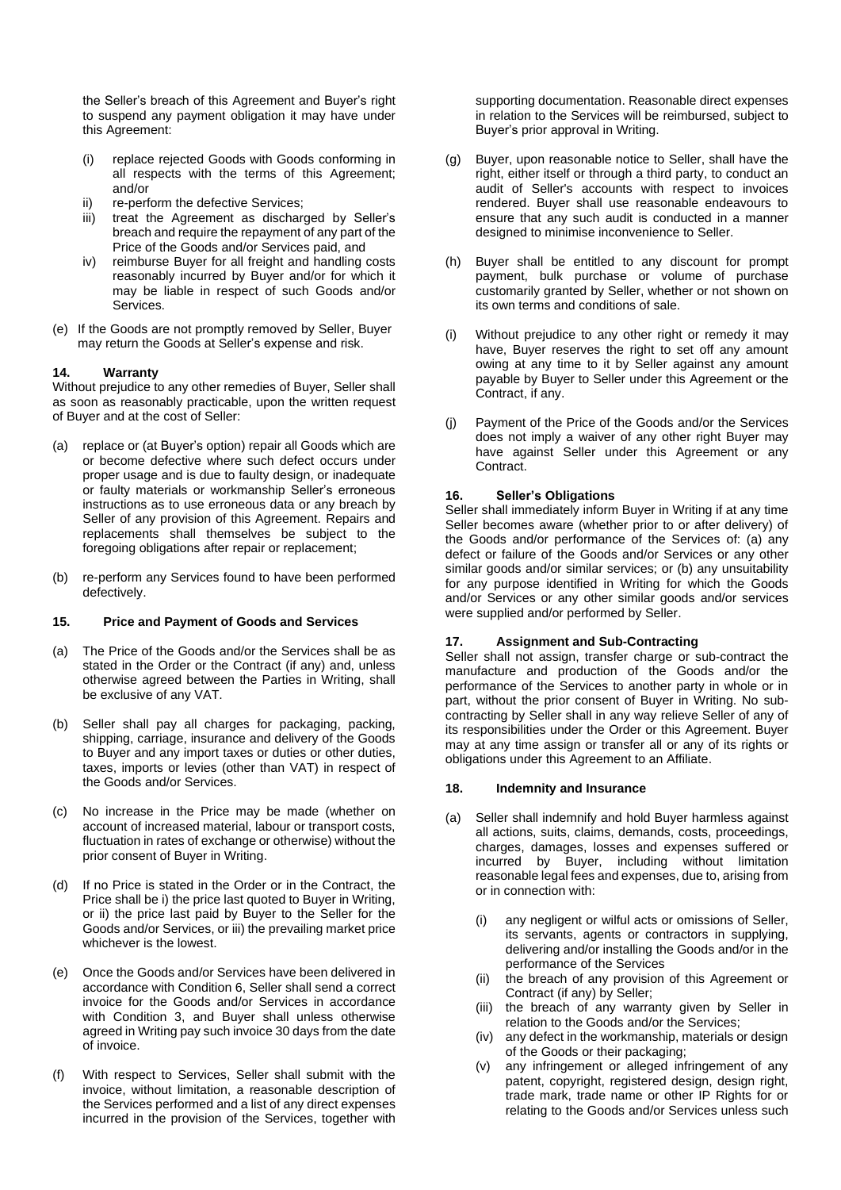the Seller's breach of this Agreement and Buyer's right to suspend any payment obligation it may have under this Agreement:

(i) replace rejected Goods with Goods conforming in all respects with the terms of this Agreement; and/or

ii) re-perform the defective Services;

iii) treat the Agreement as discharged by Seller's breach and require the repayment of any part of the Price of the Goods and/or Services paid, and

iv) reimburse Buyer for all freight and handling costs reasonably incurred by Buyer and/or for which it may be liable in respect of such Goods and/or Services.

(e) If the Goods are not promptly removed by Seller, Buyer may return the Goods at Seller's expense and risk.

**14. Warranty**

Without prejudice to any other remedies of Buyer, Seller shall as soon as reasonably practicable, upon the written request of Buyer and at the cost of Seller:

(a) replace or (at Buyer's option) repair all Goods which are or become defective where such defect occurs under proper usage and is due to faulty design, or inadequate or faulty materials or workmanship Seller's erroneous instructions as to use erroneous data or any breach by Seller of any provision of this Agreement. Repairs and replacements shall themselves be subject to the foregoing obligations after repair or replacement;

(b) re-perform any Services found to have been performed defectively.

**15. Price and Payment of Goods and Services**

(a) The Price of the Goods and/or the Services shall be as stated in the Order or the Contract (if any) and, unless otherwise agreed between the Parties in Writing, shall be exclusive of any VAT.

(b) Seller shall pay all charges for packaging, packing, shipping, carriage, insurance and delivery of the Goods to Buyer and any import taxes or duties or other duties, taxes, imports or levies (other than VAT) in respect of the Goods and/or Services.

(c) No increase in the Price may be made (whether on account of increased material, labour or transport costs, fluctuation in rates of exchange or otherwise) without the prior consent of Buyer in Writing.

(d) If no Price is stated in the Order or in the Contract, the Price shall be i) the price last quoted to Buyer in Writing, or ii) the price last paid by Buyer to the Seller for the Goods and/or Services, or iii) the prevailing market price whichever is the lowest.

(e) Once the Goods and/or Services have been delivered in accordance with Condition 6, Seller shall send a correct invoice for the Goods and/or Services in accordance with Condition 3, and Buyer shall unless otherwise agreed in Writing pay such invoice 30 days from the date of invoice.

(f) With respect to Services, Seller shall submit with the invoice, without limitation, a reasonable description of the Services performed and a list of any direct expenses incurred in the provision of the Services, together with supporting documentation. Reasonable direct expenses in relation to the Services will be reimbursed, subject to Buyer's prior approval in Writing.

(g) Buyer, upon reasonable notice to Seller, shall have the right, either itself or through a third party, to conduct an audit of Seller's accounts with respect to invoices rendered. Buyer shall use reasonable endeavours to ensure that any such audit is conducted in a manner designed to minimise inconvenience to Seller.

(h) Buyer shall be entitled to any discount for prompt payment, bulk purchase or volume of purchase customarily granted by Seller, whether or not shown on its own terms and conditions of sale.

(i) Without prejudice to any other right or remedy it may have, Buyer reserves the right to set off any amount owing at any time to it by Seller against any amount payable by Buyer to Seller under this Agreement or the Contract, if any.

(j) Payment of the Price of the Goods and/or the Services does not imply a waiver of any other right Buyer may have against Seller under this Agreement or any Contract.

**16. Seller's Obligations**

Seller shall immediately inform Buyer in Writing if at any time Seller becomes aware (whether prior to or after delivery) of the Goods and/or performance of the Services of: (a) any defect or failure of the Goods and/or Services or any other similar goods and/or similar services; or (b) any unsuitability for any purpose identified in Writing for which the Goods and/or Services or any other similar goods and/or services were supplied and/or performed by Seller.

**17. Assignment and Sub-Contracting**

Seller shall not assign, transfer charge or sub-contract the manufacture and production of the Goods and/or the performance of the Services to another party in whole or in part, without the prior consent of Buyer in Writing. No sub-contracting by Seller shall in any way relieve Seller of any of its responsibilities under the Order or this Agreement. Buyer may at any time assign or transfer all or any of its rights or obligations under this Agreement to an Affiliate.

**18. Indemnity and Insurance**

(a) Seller shall indemnify and hold Buyer harmless against all actions, suits, claims, demands, costs, proceedings, charges, damages, losses and expenses suffered or incurred by Buyer, including without limitation reasonable legal fees and expenses, due to, arising from or in connection with:

(i) any negligent or wilful acts or omissions of Seller, its servants, agents or contractors in supplying, delivering and/or installing the Goods and/or in the performance of the Services

(ii) the breach of any provision of this Agreement or Contract (if any) by Seller;

(iii) the breach of any warranty given by Seller in relation to the Goods and/or the Services;

(iv) any defect in the workmanship, materials or design of the Goods or their packaging;

(v) any infringement or alleged infringement of any patent, copyright, registered design, design right, trade mark, trade name or other IP Rights for or relating to the Goods and/or Services unless such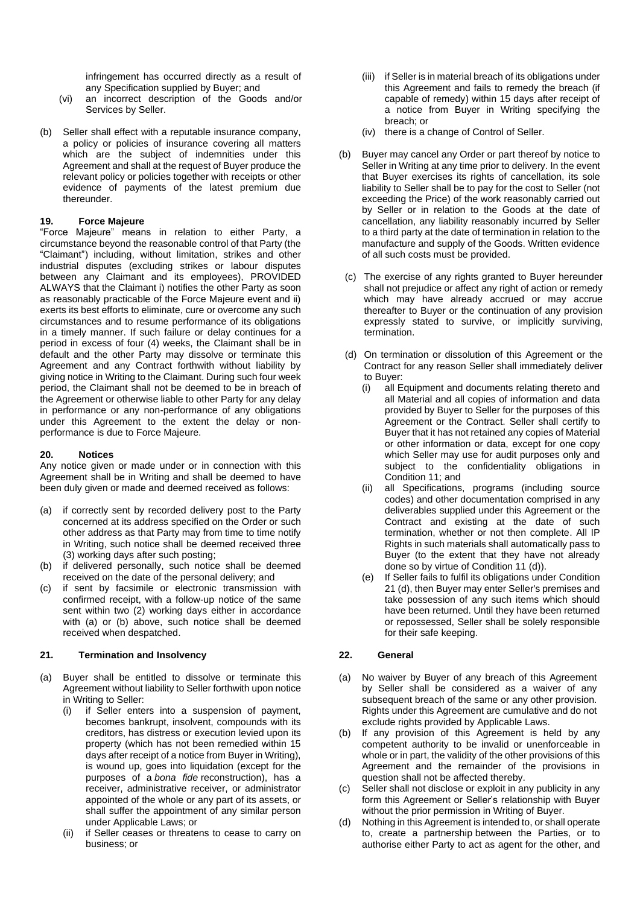infringement has occurred directly as a result of any Specification supplied by Buyer; and

(vi) an incorrect description of the Goods and/or Services by Seller.

(b) Seller shall effect with a reputable insurance company, a policy or policies of insurance covering all matters which are the subject of indemnities under this Agreement and shall at the request of Buyer produce the relevant policy or policies together with receipts or other evidence of payments of the latest premium due thereunder.

## 19. Force Majeure

"Force Majeure" means in relation to either Party, a circumstance beyond the reasonable control of that Party (the "Claimant") including, without limitation, strikes and other industrial disputes (excluding strikes or labour disputes between any Claimant and its employees), PROVIDED ALWAYS that the Claimant i) notifies the other Party as soon as reasonably practicable of the Force Majeure event and ii) exerts its best efforts to eliminate, cure or overcome any such circumstances and to resume performance of its obligations in a timely manner. If such failure or delay continues for a period in excess of four (4) weeks, the Claimant shall be in default and the other Party may dissolve or terminate this Agreement and any Contract forthwith without liability by giving notice in Writing to the Claimant. During such four week period, the Claimant shall not be deemed to be in breach of the Agreement or otherwise liable to other Party for any delay in performance or any non-performance of any obligations under this Agreement to the extent the delay or non-performance is due to Force Majeure.

## 20. Notices

Any notice given or made under or in connection with this Agreement shall be in Writing and shall be deemed to have been duly given or made and deemed received as follows:

(a) if correctly sent by recorded delivery post to the Party concerned at its address specified on the Order or such other address as that Party may from time to time notify in Writing, such notice shall be deemed received three (3) working days after such posting;

(b) if delivered personally, such notice shall be deemed received on the date of the personal delivery; and

(c) if sent by facsimile or electronic transmission with confirmed receipt, with a follow-up notice of the same sent within two (2) working days either in accordance with (a) or (b) above, such notice shall be deemed received when despatched.

## 21. Termination and Insolvency

(a) Buyer shall be entitled to dissolve or terminate this Agreement without liability to Seller forthwith upon notice in Writing to Seller:

(i) if Seller enters into a suspension of payment, becomes bankrupt, insolvent, compounds with its creditors, has distress or execution levied upon its property (which has not been remedied within 15 days after receipt of a notice from Buyer in Writing), is wound up, goes into liquidation (except for the purposes of a *bona fide* reconstruction), has a receiver, administrative receiver, or administrator appointed of the whole or any part of its assets, or shall suffer the appointment of any similar person under Applicable Laws; or

(ii) if Seller ceases or threatens to cease to carry on business; or

(iii) if Seller is in material breach of its obligations under this Agreement and fails to remedy the breach (if capable of remedy) within 15 days after receipt of a notice from Buyer in Writing specifying the breach; or

(iv) there is a change of Control of Seller.

(b) Buyer may cancel any Order or part thereof by notice to Seller in Writing at any time prior to delivery. In the event that Buyer exercises its rights of cancellation, its sole liability to Seller shall be to pay for the cost to Seller (not exceeding the Price) of the work reasonably carried out by Seller or in relation to the Goods at the date of cancellation, any liability reasonably incurred by Seller to a third party at the date of termination in relation to the manufacture and supply of the Goods. Written evidence of all such costs must be provided.

(c) The exercise of any rights granted to Buyer hereunder shall not prejudice or affect any right of action or remedy which may have already accrued or may accrue thereafter to Buyer or the continuation of any provision expressly stated to survive, or implicitly surviving, termination.

(d) On termination or dissolution of this Agreement or the Contract for any reason Seller shall immediately deliver to Buyer:

(i) all Equipment and documents relating thereto and all Material and all copies of information and data provided by Buyer to Seller for the purposes of this Agreement or the Contract. Seller shall certify to Buyer that it has not retained any copies of Material or other information or data, except for one copy which Seller may use for audit purposes only and subject to the confidentiality obligations in Condition 11; and

(ii) all Specifications, programs (including source codes) and other documentation comprised in any deliverables supplied under this Agreement or the Contract and existing at the date of such termination, whether or not then complete. All IP Rights in such materials shall automatically pass to Buyer (to the extent that they have not already done so by virtue of Condition 11 (d)).

(e) If Seller fails to fulfil its obligations under Condition 21 (d), then Buyer may enter Seller's premises and take possession of any such items which should have been returned. Until they have been returned or repossessed, Seller shall be solely responsible for their safe keeping.

## 22. General

(a) No waiver by Buyer of any breach of this Agreement by Seller shall be considered as a waiver of any subsequent breach of the same or any other provision. Rights under this Agreement are cumulative and do not exclude rights provided by Applicable Laws.

(b) If any provision of this Agreement is held by any competent authority to be invalid or unenforceable in whole or in part, the validity of the other provisions of this Agreement and the remainder of the provisions in question shall not be affected thereby.

(c) Seller shall not disclose or exploit in any publicity in any form this Agreement or Seller's relationship with Buyer without the prior permission in Writing of Buyer.

(d) Nothing in this Agreement is intended to, or shall operate to, create a partnership between the Parties, or to authorise either Party to act as agent for the other, and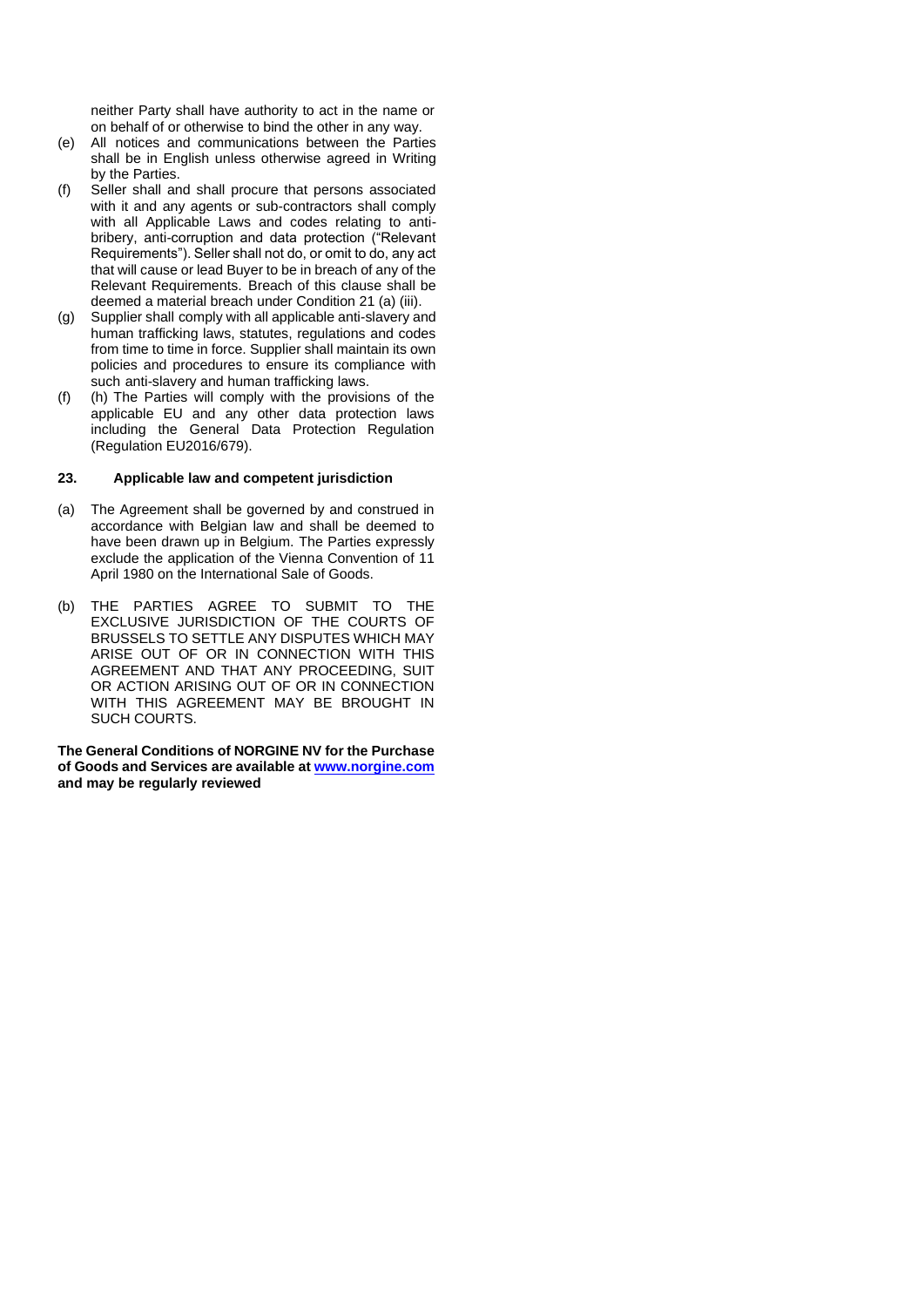neither Party shall have authority to act in the name or on behalf of or otherwise to bind the other in any way.

(e) All notices and communications between the Parties shall be in English unless otherwise agreed in Writing by the Parties.

(f) Seller shall and shall procure that persons associated with it and any agents or sub-contractors shall comply with all Applicable Laws and codes relating to anti-bribery, anti-corruption and data protection ("Relevant Requirements"). Seller shall not do, or omit to do, any act that will cause or lead Buyer to be in breach of any of the Relevant Requirements. Breach of this clause shall be deemed a material breach under Condition 21 (a) (iii).

(g) Supplier shall comply with all applicable anti-slavery and human trafficking laws, statutes, regulations and codes from time to time in force. Supplier shall maintain its own policies and procedures to ensure its compliance with such anti-slavery and human trafficking laws.

(f) (h) The Parties will comply with the provisions of the applicable EU and any other data protection laws including the General Data Protection Regulation (Regulation EU2016/679).

### 23. Applicable law and competent jurisdiction

(a) The Agreement shall be governed by and construed in accordance with Belgian law and shall be deemed to have been drawn up in Belgium. The Parties expressly exclude the application of the Vienna Convention of 11 April 1980 on the International Sale of Goods.

(b) THE PARTIES AGREE TO SUBMIT TO THE EXCLUSIVE JURISDICTION OF THE COURTS OF BRUSSELS TO SETTLE ANY DISPUTES WHICH MAY ARISE OUT OF OR IN CONNECTION WITH THIS AGREEMENT AND THAT ANY PROCEEDING, SUIT OR ACTION ARISING OUT OF OR IN CONNECTION WITH THIS AGREEMENT MAY BE BROUGHT IN SUCH COURTS.

**The General Conditions of NORGINE NV for the Purchase of Goods and Services are available at [www.norgine.com](http://www.norgine.com) and may be regularly reviewed**